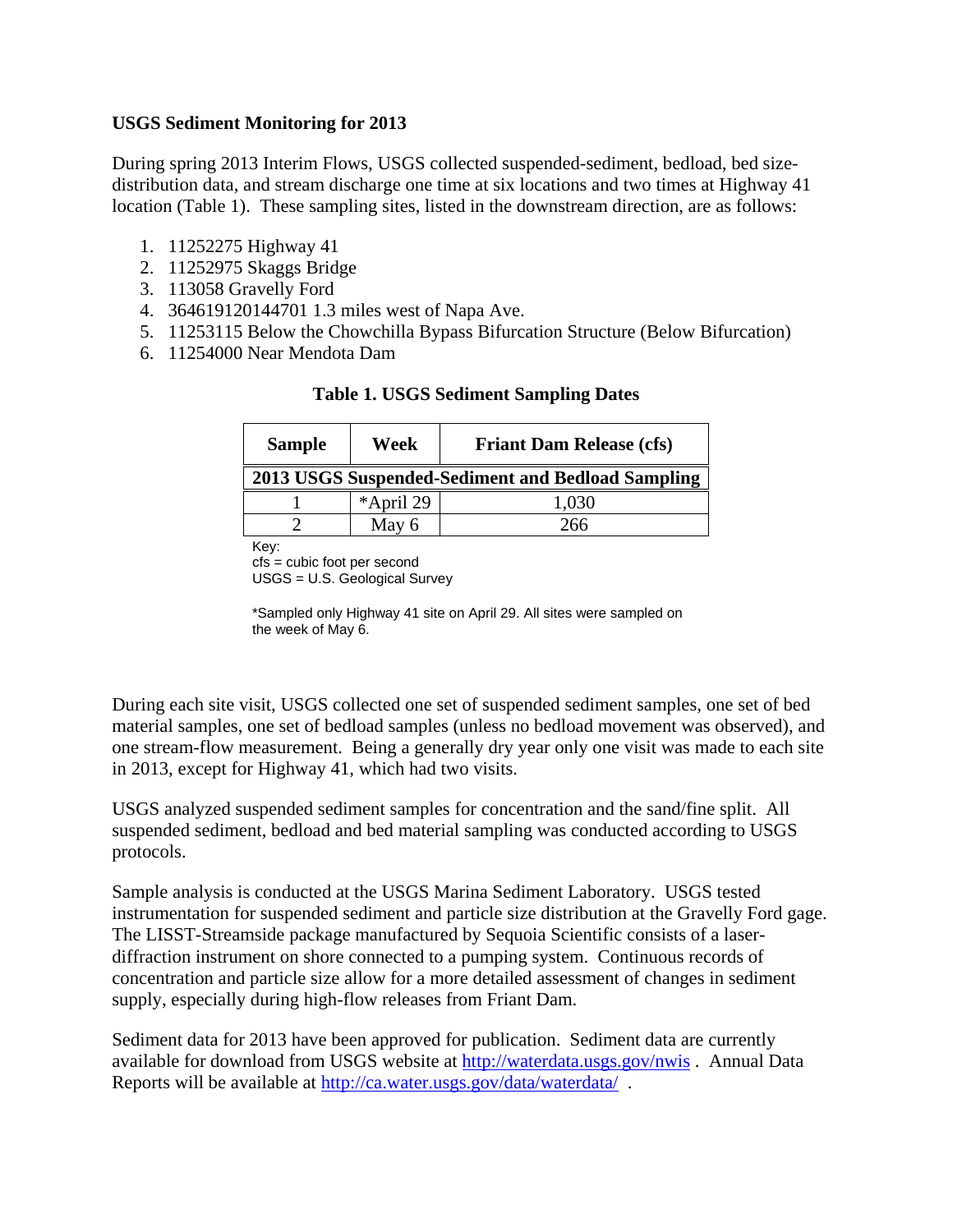### USGS Sediment Monitoring for 2013

During spring 2013 Interim Flows, USGS collected suspended-sediment, bedload, bed size-distribution data, and stream discharge one time at six locations and two times at Highway 41 location (Table 1). These sampling sites, listed in the downstream direction, are as follows:

1. 11252275 Highway 41
2. 11252975 Skaggs Bridge
3. 113058 Gravelly Ford
4. 364619120144701 1.3 miles west of Napa Ave.
5. 11253115 Below the Chowchilla Bypass Bifurcation Structure (Below Bifurcation)
6. 11254000 Near Mendota Dam

**Table 1. USGS Sediment Sampling Dates**

| Sample | Week | Friant Dam Release (cfs) |
|---|---|---|
| **2013 USGS Suspended-Sediment and Bedload Sampling** | | |
| 1 | *April 29 | 1,030 |
| 2 | May 6 | 266 |

Key:
cfs = cubic foot per second
USGS = U.S. Geological Survey

*Sampled only Highway 41 site on April 29. All sites were sampled on the week of May 6.

During each site visit, USGS collected one set of suspended sediment samples, one set of bed material samples, one set of bedload samples (unless no bedload movement was observed), and one stream-flow measurement. Being a generally dry year only one visit was made to each site in 2013, except for Highway 41, which had two visits.

USGS analyzed suspended sediment samples for concentration and the sand/fine split. All suspended sediment, bedload and bed material sampling was conducted according to USGS protocols.

Sample analysis is conducted at the USGS Marina Sediment Laboratory. USGS tested instrumentation for suspended sediment and particle size distribution at the Gravelly Ford gage. The LISST-Streamside package manufactured by Sequoia Scientific consists of a laser-diffraction instrument on shore connected to a pumping system. Continuous records of concentration and particle size allow for a more detailed assessment of changes in sediment supply, especially during high-flow releases from Friant Dam.

Sediment data for 2013 have been approved for publication. Sediment data are currently available for download from USGS website at http://waterdata.usgs.gov/nwis . Annual Data Reports will be available at http://ca.water.usgs.gov/data/waterdata/ .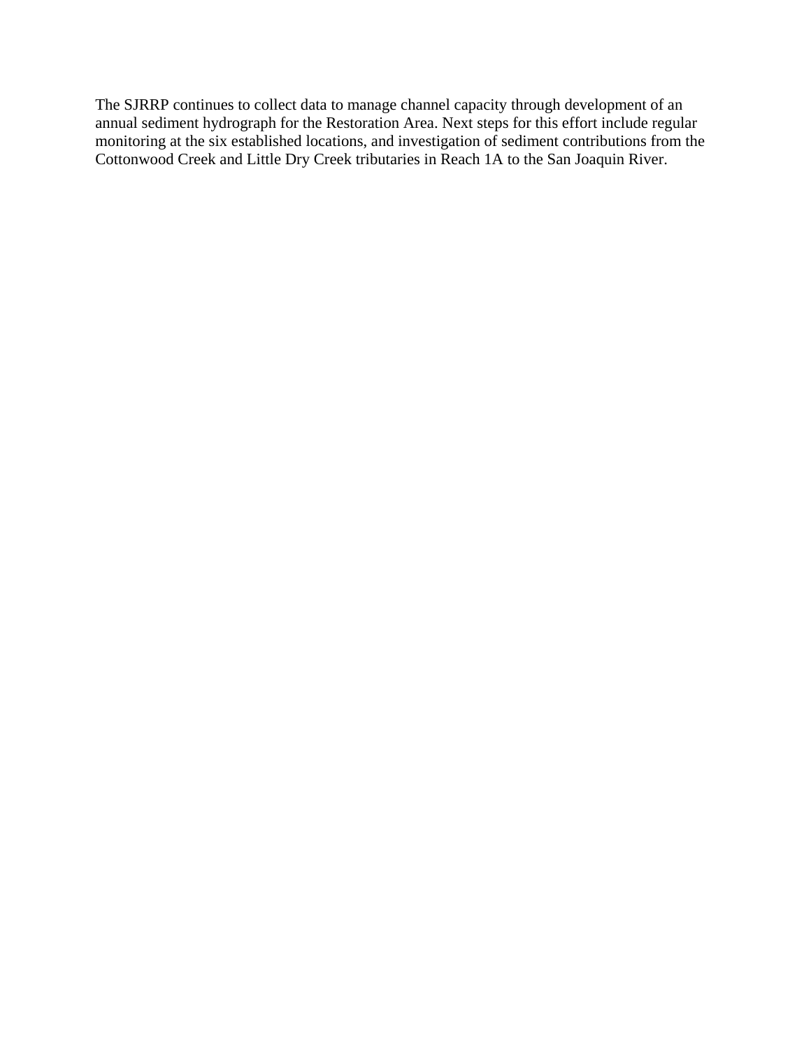The SJRRP continues to collect data to manage channel capacity through development of an annual sediment hydrograph for the Restoration Area. Next steps for this effort include regular monitoring at the six established locations, and investigation of sediment contributions from the Cottonwood Creek and Little Dry Creek tributaries in Reach 1A to the San Joaquin River.